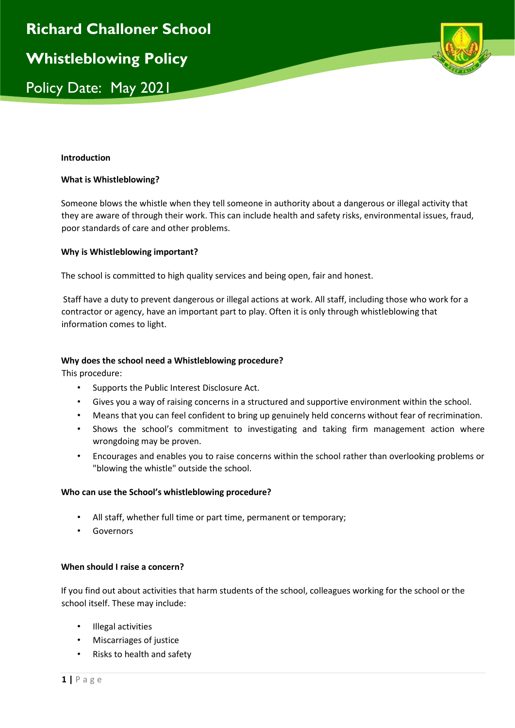# Richard Challoner School

# Whistleblowing Policy

Policy Date: May 2021

**Introduction**

**What is Whistleblowing?**

Someone blows the whistle when they tell someone in authority about a dangerous or illegal activity that they are aware of through their work. This can include health and safety risks, environmental issues, fraud, poor standards of care and other problems.

**Why is Whistleblowing important?**

The school is committed to high quality services and being open, fair and honest.

Staff have a duty to prevent dangerous or illegal actions at work. All staff, including those who work for a contractor or agency, have an important part to play. Often it is only through whistleblowing that information comes to light.

**Why does the school need a Whistleblowing procedure?**

This procedure:

- Supports the Public Interest Disclosure Act.
- Gives you a way of raising concerns in a structured and supportive environment within the school.
- Means that you can feel confident to bring up genuinely held concerns without fear of recrimination.
- Shows the school's commitment to investigating and taking firm management action where wrongdoing may be proven.
- Encourages and enables you to raise concerns within the school rather than overlooking problems or "blowing the whistle" outside the school.

**Who can use the School's whistleblowing procedure?**

- All staff, whether full time or part time, permanent or temporary;
- Governors

**When should I raise a concern?**

If you find out about activities that harm students of the school, colleagues working for the school or the school itself. These may include:

- Illegal activities
- Miscarriages of justice
- Risks to health and safety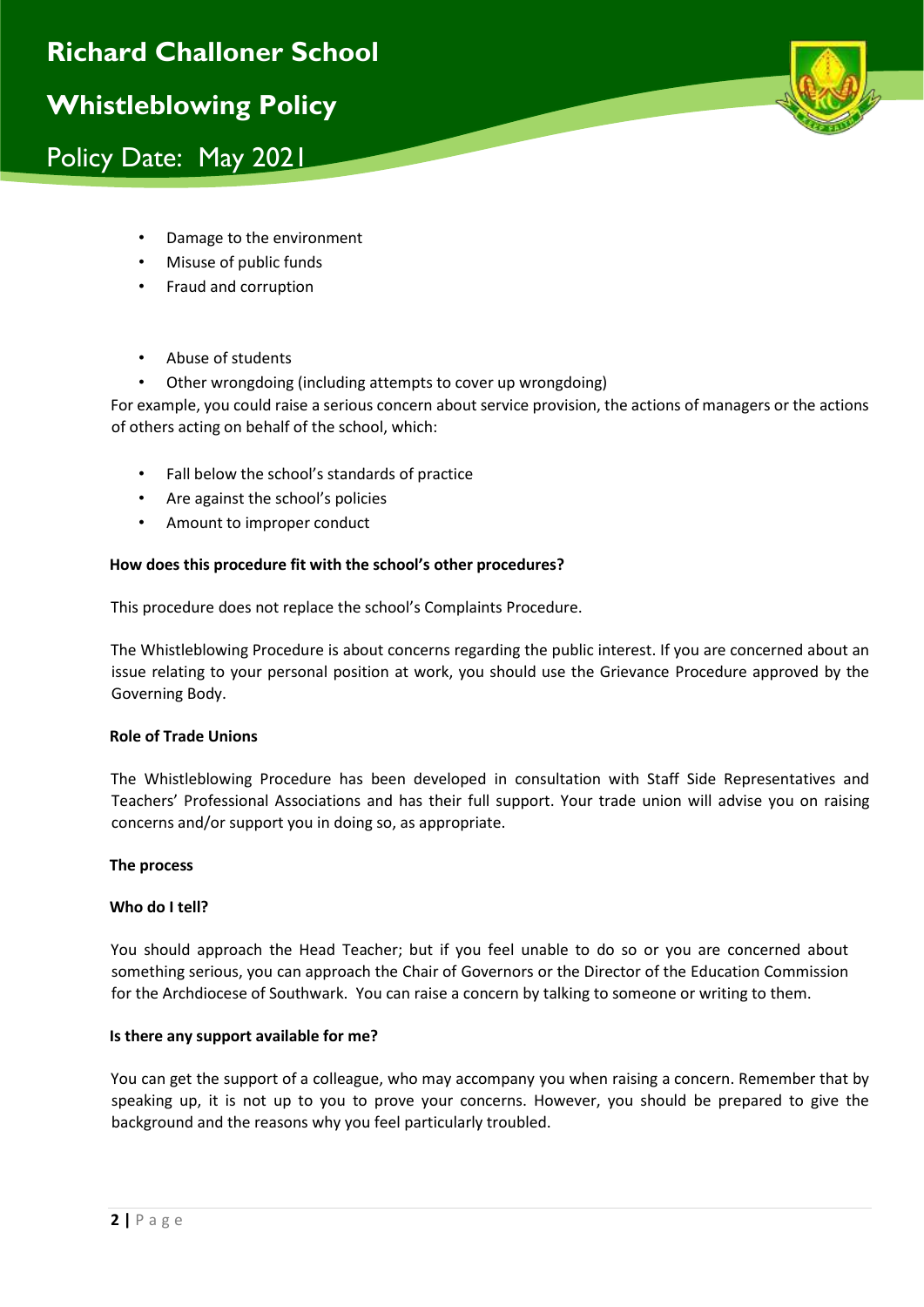- Damage to the environment
- Misuse of public funds
- Fraud and corruption

- Abuse of students
- Other wrongdoing (including attempts to cover up wrongdoing)

For example, you could raise a serious concern about service provision, the actions of managers or the actions of others acting on behalf of the school, which:

- Fall below the school's standards of practice
- Are against the school's policies
- Amount to improper conduct

**How does this procedure fit with the school's other procedures?**

This procedure does not replace the school's Complaints Procedure.

The Whistleblowing Procedure is about concerns regarding the public interest. If you are concerned about an issue relating to your personal position at work, you should use the Grievance Procedure approved by the Governing Body.

**Role of Trade Unions**

The Whistleblowing Procedure has been developed in consultation with Staff Side Representatives and Teachers' Professional Associations and has their full support. Your trade union will advise you on raising concerns and/or support you in doing so, as appropriate.

**The process**

**Who do I tell?**

You should approach the Head Teacher; but if you feel unable to do so or you are concerned about something serious, you can approach the Chair of Governors or the Director of the Education Commission for the Archdiocese of Southwark. You can raise a concern by talking to someone or writing to them.

**Is there any support available for me?**

You can get the support of a colleague, who may accompany you when raising a concern. Remember that by speaking up, it is not up to you to prove your concerns. However, you should be prepared to give the background and the reasons why you feel particularly troubled.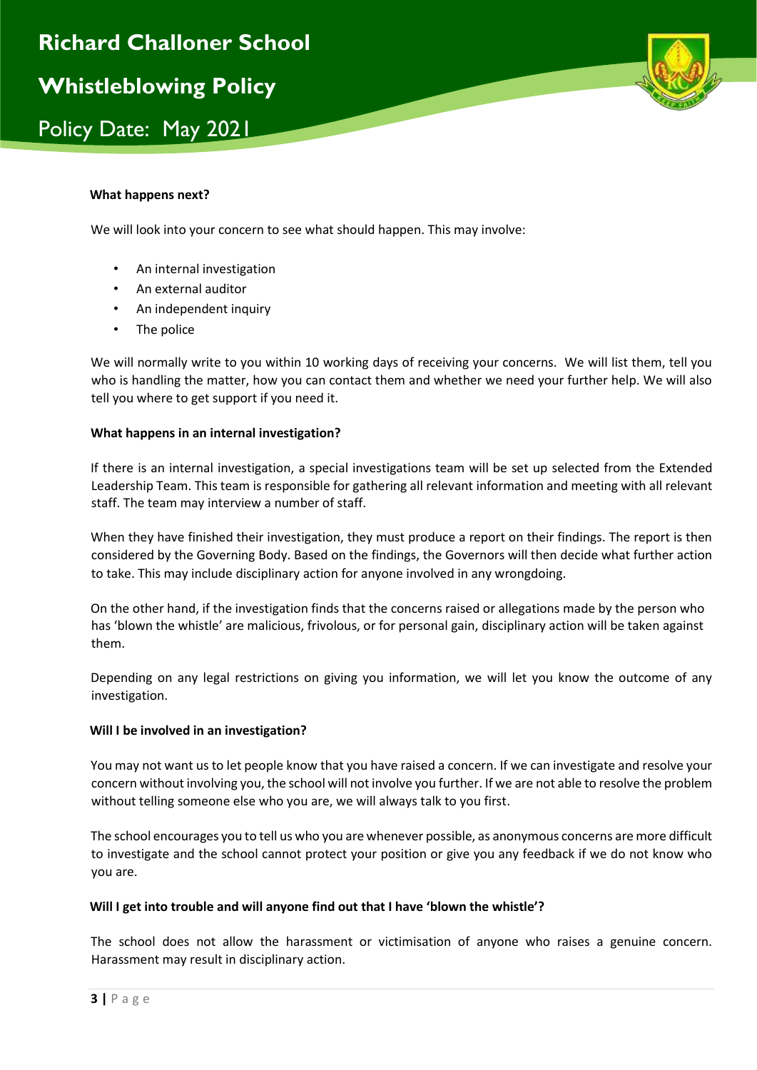### What happens next?

We will look into your concern to see what should happen. This may involve:

- An internal investigation
- An external auditor
- An independent inquiry
- The police

We will normally write to you within 10 working days of receiving your concerns. We will list them, tell you who is handling the matter, how you can contact them and whether we need your further help. We will also tell you where to get support if you need it.

### What happens in an internal investigation?

If there is an internal investigation, a special investigations team will be set up selected from the Extended Leadership Team. This team is responsible for gathering all relevant information and meeting with all relevant staff. The team may interview a number of staff.

When they have finished their investigation, they must produce a report on their findings. The report is then considered by the Governing Body. Based on the findings, the Governors will then decide what further action to take. This may include disciplinary action for anyone involved in any wrongdoing.

On the other hand, if the investigation finds that the concerns raised or allegations made by the person who has 'blown the whistle' are malicious, frivolous, or for personal gain, disciplinary action will be taken against them.

Depending on any legal restrictions on giving you information, we will let you know the outcome of any investigation.

### Will I be involved in an investigation?

You may not want us to let people know that you have raised a concern. If we can investigate and resolve your concern without involving you, the school will not involve you further. If we are not able to resolve the problem without telling someone else who you are, we will always talk to you first.

The school encourages you to tell us who you are whenever possible, as anonymous concerns are more difficult to investigate and the school cannot protect your position or give you any feedback if we do not know who you are.

### Will I get into trouble and will anyone find out that I have 'blown the whistle'?

The school does not allow the harassment or victimisation of anyone who raises a genuine concern. Harassment may result in disciplinary action.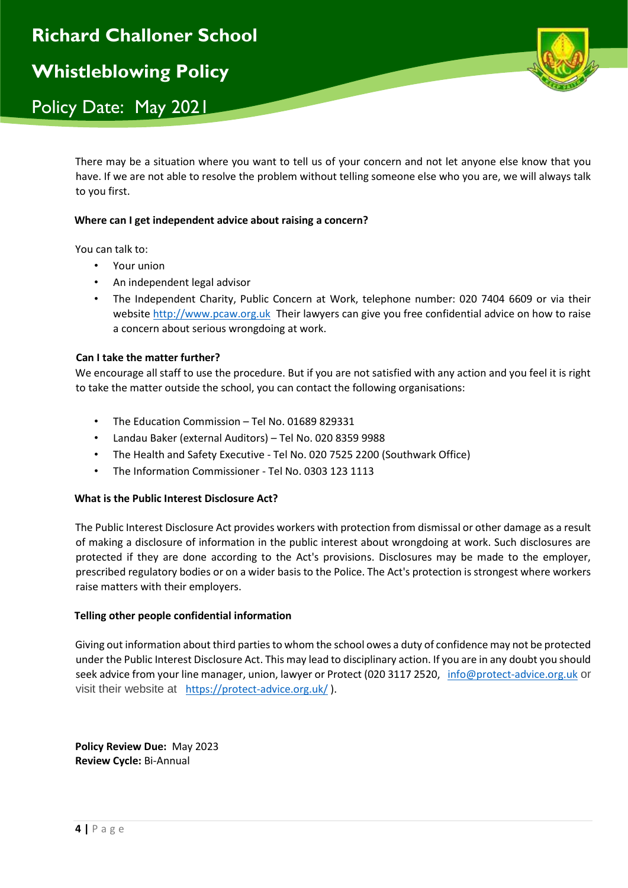There may be a situation where you want to tell us of your concern and not let anyone else know that you have. If we are not able to resolve the problem without telling someone else who you are, we will always talk to you first.

**Where can I get independent advice about raising a concern?**

You can talk to:

- Your union
- An independent legal advisor
- The Independent Charity, Public Concern at Work, telephone number: 020 7404 6609 or via their website http://www.pcaw.org.uk Their lawyers can give you free confidential advice on how to raise a concern about serious wrongdoing at work.

**Can I take the matter further?**

We encourage all staff to use the procedure. But if you are not satisfied with any action and you feel it is right to take the matter outside the school, you can contact the following organisations:

- The Education Commission – Tel No. 01689 829331
- Landau Baker (external Auditors) – Tel No. 020 8359 9988
- The Health and Safety Executive - Tel No. 020 7525 2200 (Southwark Office)
- The Information Commissioner - Tel No. 0303 123 1113

**What is the Public Interest Disclosure Act?**

The Public Interest Disclosure Act provides workers with protection from dismissal or other damage as a result of making a disclosure of information in the public interest about wrongdoing at work. Such disclosures are protected if they are done according to the Act's provisions. Disclosures may be made to the employer, prescribed regulatory bodies or on a wider basis to the Police. The Act's protection is strongest where workers raise matters with their employers.

**Telling other people confidential information**

Giving out information about third parties to whom the school owes a duty of confidence may not be protected under the Public Interest Disclosure Act. This may lead to disciplinary action. If you are in any doubt you should seek advice from your line manager, union, lawyer or Protect (020 3117 2520, info@protect-advice.org.uk or visit their website at https://protect-advice.org.uk/ ).

**Policy Review Due:** May 2023
**Review Cycle:** Bi-Annual